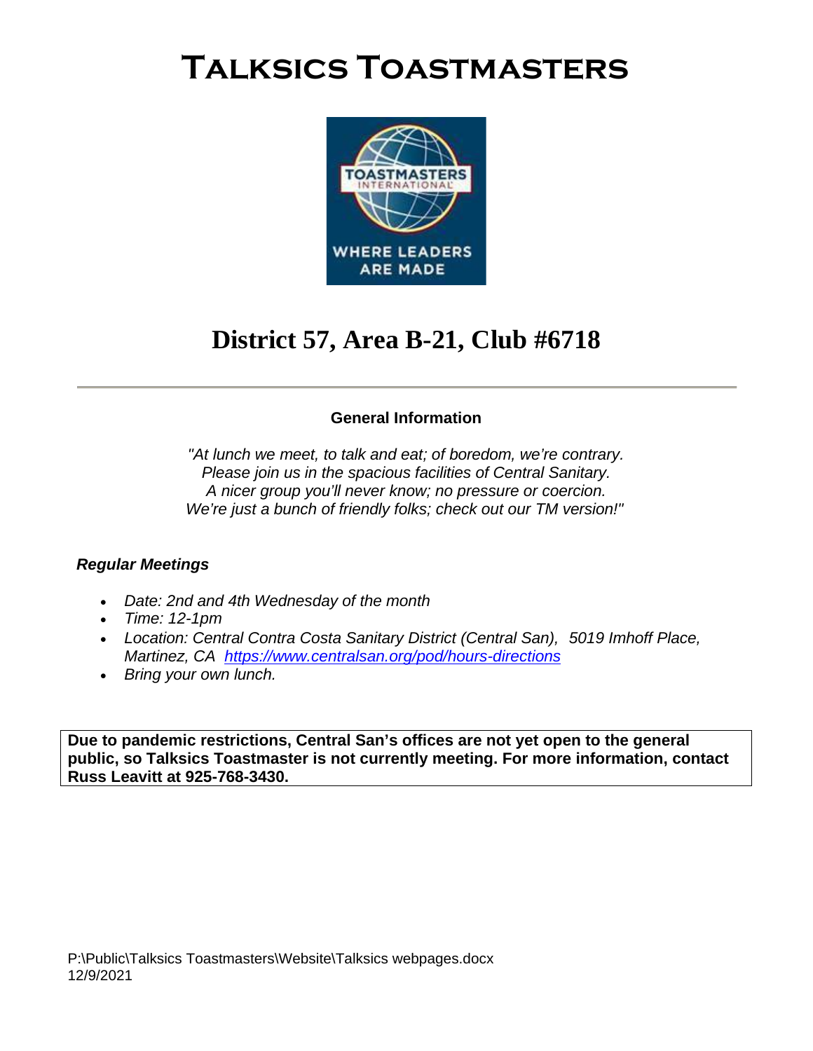# Talksics Toastmasters

## District 57, Area B-21, Club #6718

---

**General Information**

*"At lunch we meet, to talk and eat; of boredom, we're contrary.
Please join us in the spacious facilities of Central Sanitary.
A nicer group you'll never know; no pressure or coercion.
We're just a bunch of friendly folks; check out our TM version!"*

***Regular Meetings***

- *Date: 2nd and 4th Wednesday of the month*
- *Time: 12-1pm*
- *Location: Central Contra Costa Sanitary District (Central San), 5019 Imhoff Place, Martinez, CA [https://www.centralsan.org/pod/hours-directions](https://www.centralsan.org/pod/hours-directions)*
- *Bring your own lunch.*

**Due to pandemic restrictions, Central San's offices are not yet open to the general public, so Talksics Toastmaster is not currently meeting. For more information, contact Russ Leavitt at 925-768-3430.**

P:\Public\Talksics Toastmasters\Website\Talksics webpages.docx
12/9/2021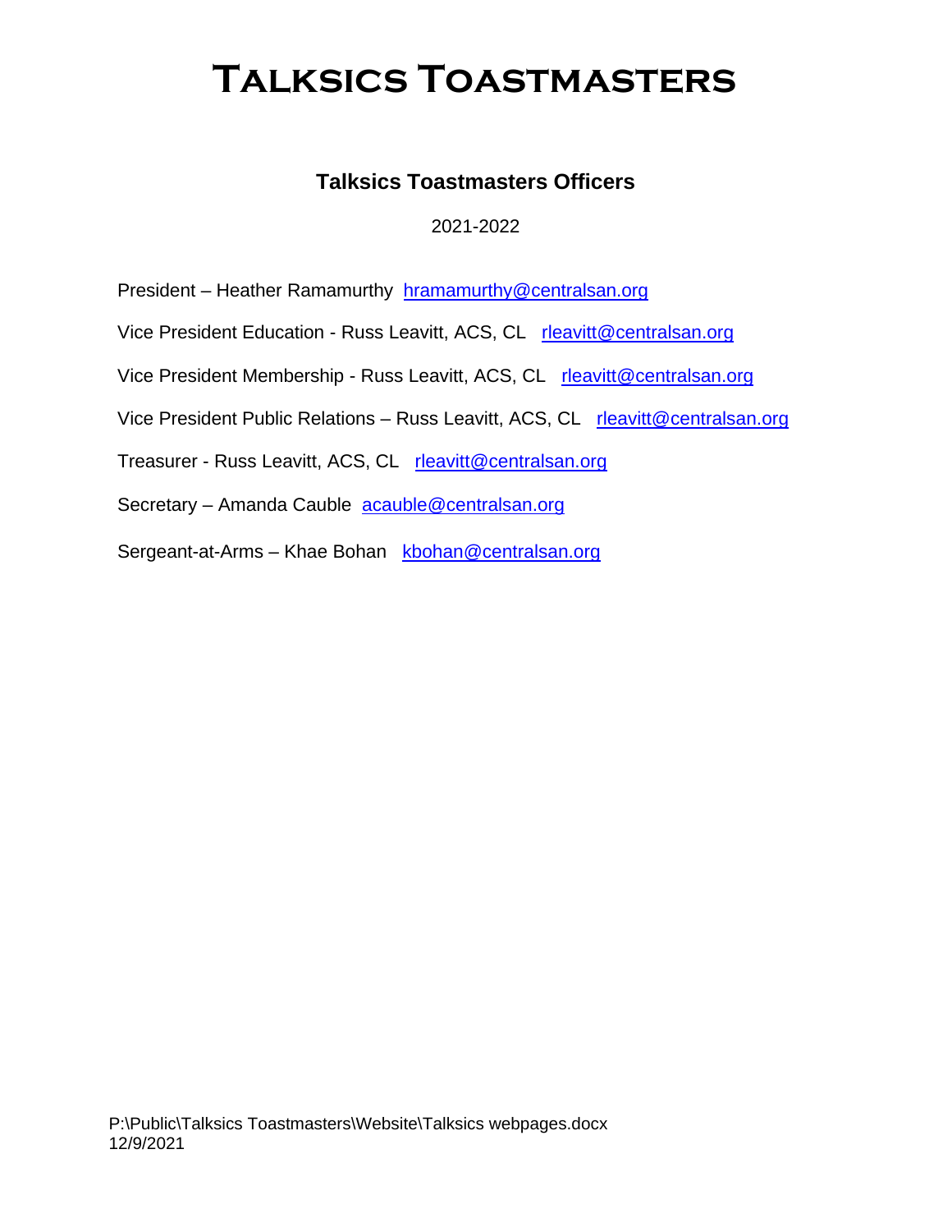# Talksics Toastmasters

## Talksics Toastmasters Officers

2021-2022

President – Heather Ramamurthy hramamurthy@centralsan.org

Vice President Education - Russ Leavitt, ACS, CL rleavitt@centralsan.org

Vice President Membership - Russ Leavitt, ACS, CL rleavitt@centralsan.org

Vice President Public Relations – Russ Leavitt, ACS, CL rleavitt@centralsan.org

Treasurer - Russ Leavitt, ACS, CL rleavitt@centralsan.org

Secretary – Amanda Cauble acauble@centralsan.org

Sergeant-at-Arms – Khae Bohan kbohan@centralsan.org

P:\Public\Talksics Toastmasters\Website\Talksics webpages.docx
12/9/2021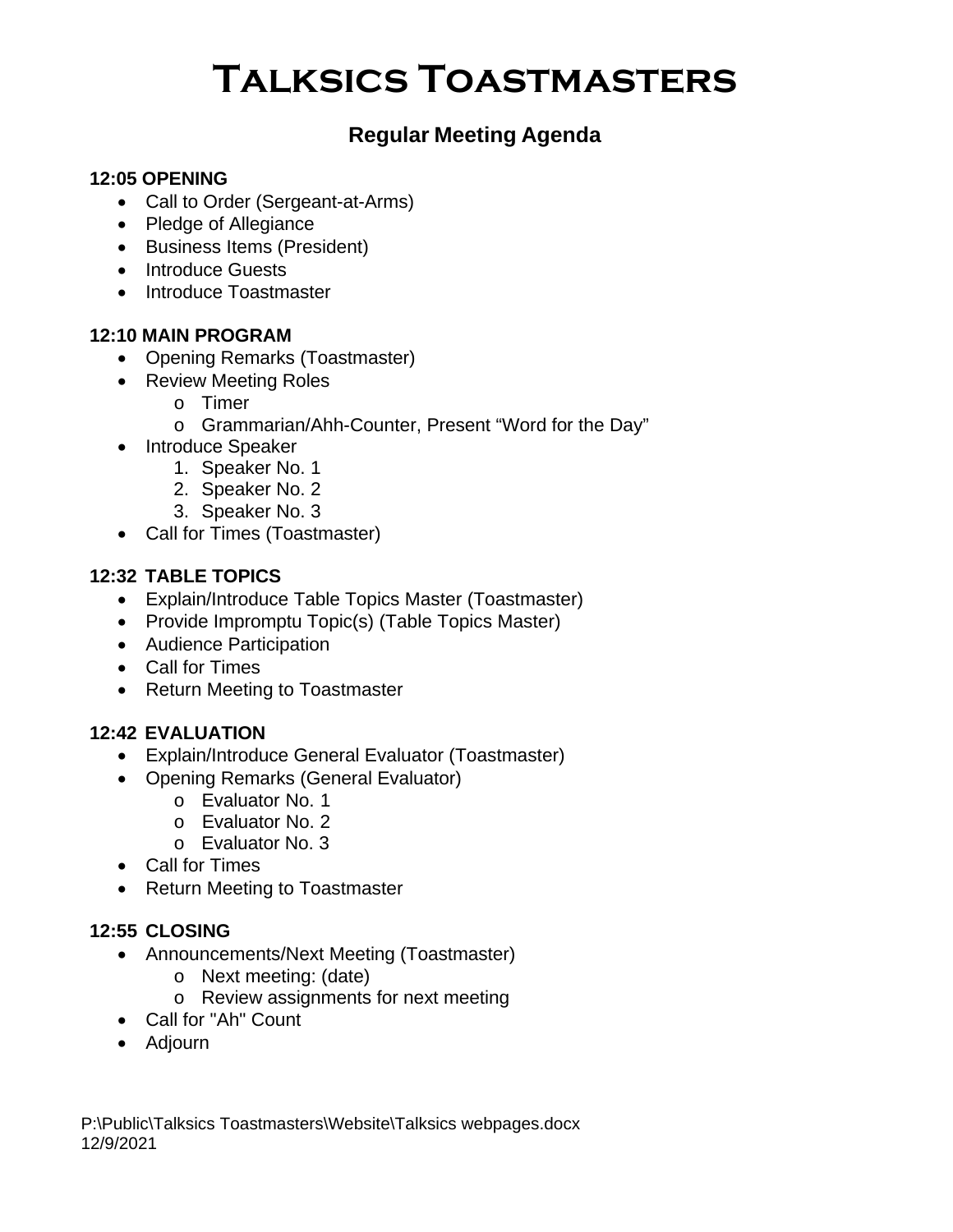# Talksics Toastmasters

## Regular Meeting Agenda

**12:05 OPENING**

- Call to Order (Sergeant-at-Arms)
- Pledge of Allegiance
- Business Items (President)
- Introduce Guests
- Introduce Toastmaster

**12:10 MAIN PROGRAM**

- Opening Remarks (Toastmaster)
- Review Meeting Roles
    - Timer
    - Grammarian/Ahh-Counter, Present "Word for the Day"
- Introduce Speaker
    1. Speaker No. 1
    2. Speaker No. 2
    3. Speaker No. 3
- Call for Times (Toastmaster)

**12:32 TABLE TOPICS**

- Explain/Introduce Table Topics Master (Toastmaster)
- Provide Impromptu Topic(s) (Table Topics Master)
- Audience Participation
- Call for Times
- Return Meeting to Toastmaster

**12:42 EVALUATION**

- Explain/Introduce General Evaluator (Toastmaster)
- Opening Remarks (General Evaluator)
    - Evaluator No. 1
    - Evaluator No. 2
    - Evaluator No. 3
- Call for Times
- Return Meeting to Toastmaster

**12:55 CLOSING**

- Announcements/Next Meeting (Toastmaster)
    - Next meeting: (date)
    - Review assignments for next meeting
- Call for "Ah" Count
- Adjourn

P:\Public\Talksics Toastmasters\Website\Talksics webpages.docx
12/9/2021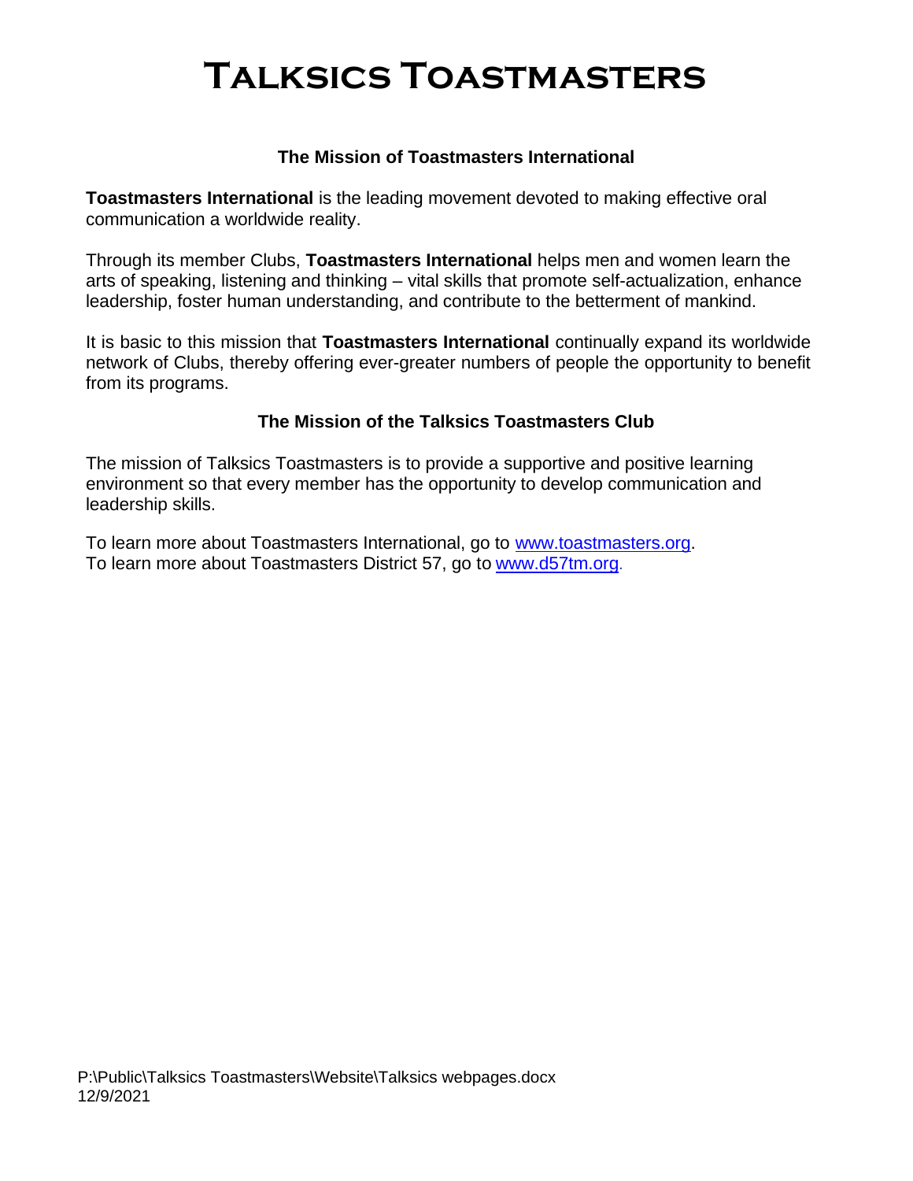# Talksics Toastmasters

### The Mission of Toastmasters International

**Toastmasters International** is the leading movement devoted to making effective oral communication a worldwide reality.

Through its member Clubs, **Toastmasters International** helps men and women learn the arts of speaking, listening and thinking – vital skills that promote self-actualization, enhance leadership, foster human understanding, and contribute to the betterment of mankind.

It is basic to this mission that **Toastmasters International** continually expand its worldwide network of Clubs, thereby offering ever-greater numbers of people the opportunity to benefit from its programs.

### The Mission of the Talksics Toastmasters Club

The mission of Talksics Toastmasters is to provide a supportive and positive learning environment so that every member has the opportunity to develop communication and leadership skills.

To learn more about Toastmasters International, go to www.toastmasters.org.
To learn more about Toastmasters District 57, go to www.d57tm.org.

P:\Public\Talksics Toastmasters\Website\Talksics webpages.docx
12/9/2021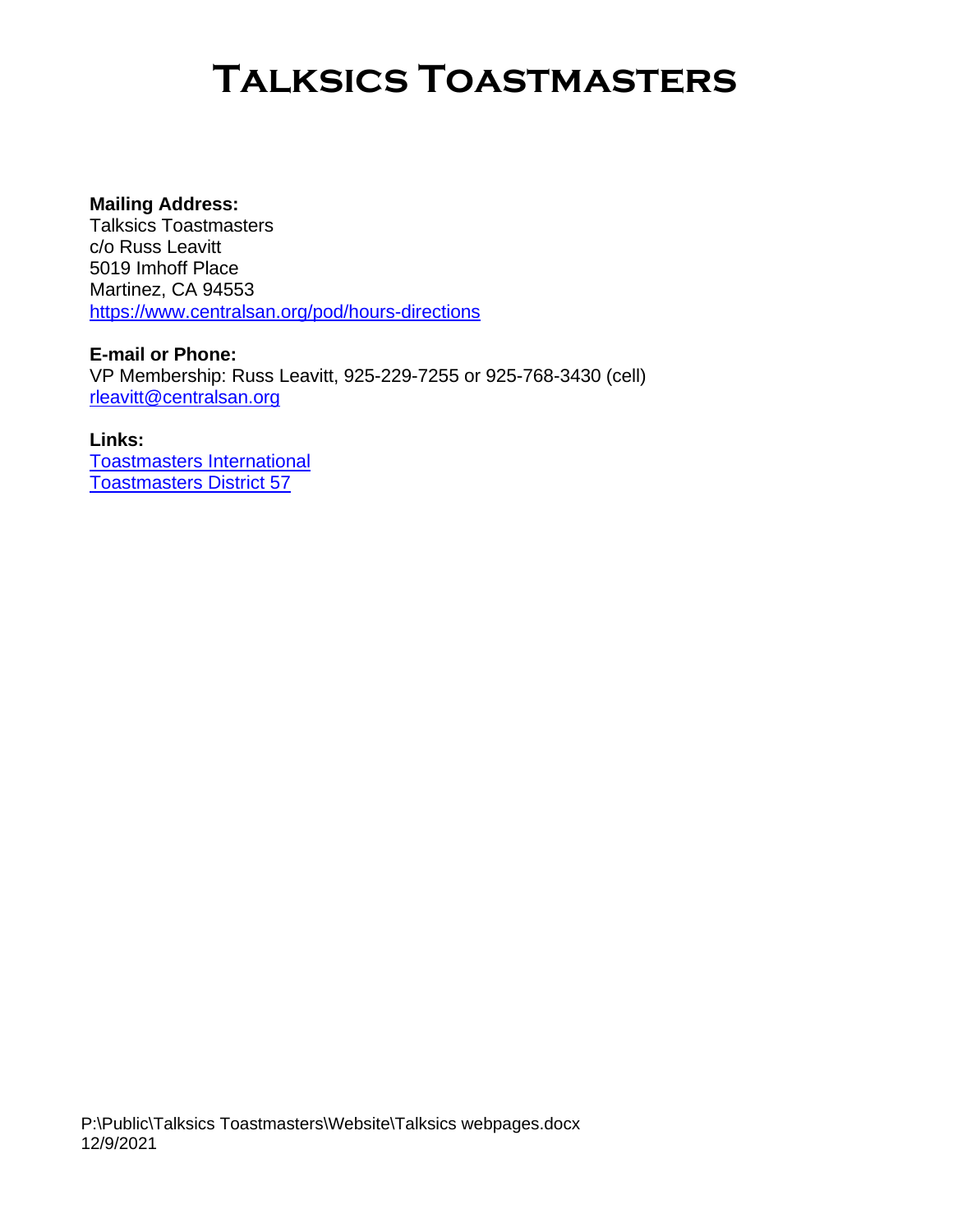# Talksics Toastmasters

**Mailing Address:**
Talksics Toastmasters
c/o Russ Leavitt
5019 Imhoff Place
Martinez, CA 94553
https://www.centralsan.org/pod/hours-directions

**E-mail or Phone:**
VP Membership: Russ Leavitt, 925-229-7255 or 925-768-3430 (cell)
rleavitt@centralsan.org

**Links:**
Toastmasters International
Toastmasters District 57

P:\Public\Talksics Toastmasters\Website\Talksics webpages.docx
12/9/2021